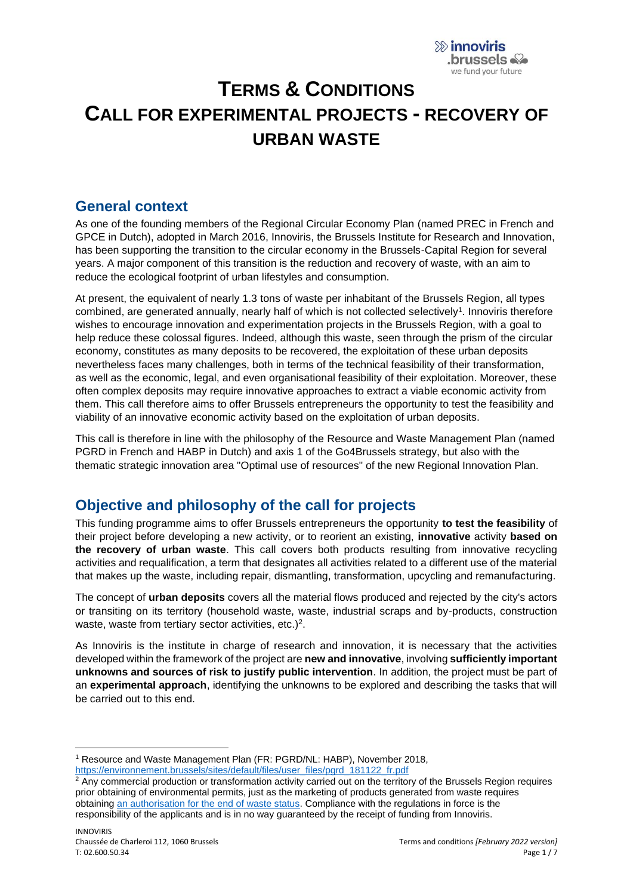# TERMS & CONDITIONS

# CALL FOR EXPERIMENTAL PROJECTS - RECOVERY OF URBAN WASTE

## General context

As one of the founding members of the Regional Circular Economy Plan (named PREC in French and GPCE in Dutch), adopted in March 2016, Innoviris, the Brussels Institute for Research and Innovation, has been supporting the transition to the circular economy in the Brussels-Capital Region for several years. A major component of this transition is the reduction and recovery of waste, with an aim to reduce the ecological footprint of urban lifestyles and consumption.

At present, the equivalent of nearly 1.3 tons of waste per inhabitant of the Brussels Region, all types combined, are generated annually, nearly half of which is not collected selectively[1]. Innoviris therefore wishes to encourage innovation and experimentation projects in the Brussels Region, with a goal to help reduce these colossal figures. Indeed, although this waste, seen through the prism of the circular economy, constitutes as many deposits to be recovered, the exploitation of these urban deposits nevertheless faces many challenges, both in terms of the technical feasibility of their transformation, as well as the economic, legal, and even organisational feasibility of their exploitation. Moreover, these often complex deposits may require innovative approaches to extract a viable economic activity from them. This call therefore aims to offer Brussels entrepreneurs the opportunity to test the feasibility and viability of an innovative economic activity based on the exploitation of urban deposits.

This call is therefore in line with the philosophy of the Resource and Waste Management Plan (named PGRD in French and HABP in Dutch) and axis 1 of the Go4Brussels strategy, but also with the thematic strategic innovation area "Optimal use of resources" of the new Regional Innovation Plan.

## Objective and philosophy of the call for projects

This funding programme aims to offer Brussels entrepreneurs the opportunity **to test the feasibility** of their project before developing a new activity, or to reorient an existing, **innovative** activity **based on the recovery of urban waste**. This call covers both products resulting from innovative recycling activities and requalification, a term that designates all activities related to a different use of the material that makes up the waste, including repair, dismantling, transformation, upcycling and remanufacturing.

The concept of **urban deposits** covers all the material flows produced and rejected by the city's actors or transiting on its territory (household waste, waste, industrial scraps and by-products, construction waste, waste from tertiary sector activities, etc.)[2].

As Innoviris is the institute in charge of research and innovation, it is necessary that the activities developed within the framework of the project are **new and innovative**, involving **sufficiently important unknowns and sources of risk to justify public intervention**. In addition, the project must be part of an **experimental approach**, identifying the unknowns to be explored and describing the tasks that will be carried out to this end.

---

[1] Resource and Waste Management Plan (FR: PGRD/NL: HABP), November 2018, https://environnement.brussels/sites/default/files/user_files/pgrd_181122_fr.pdf

[2] Any commercial production or transformation activity carried out on the territory of the Brussels Region requires prior obtaining of environmental permits, just as the marketing of products generated from waste requires obtaining an authorisation for the end of waste status. Compliance with the regulations in force is the responsibility of the applicants and is in no way guaranteed by the receipt of funding from Innoviris.

INNOVIRIS
Chaussée de Charleroi 112, 1060 Brussels
T: 02.600.50.34

Terms and conditions *[February 2022 version]*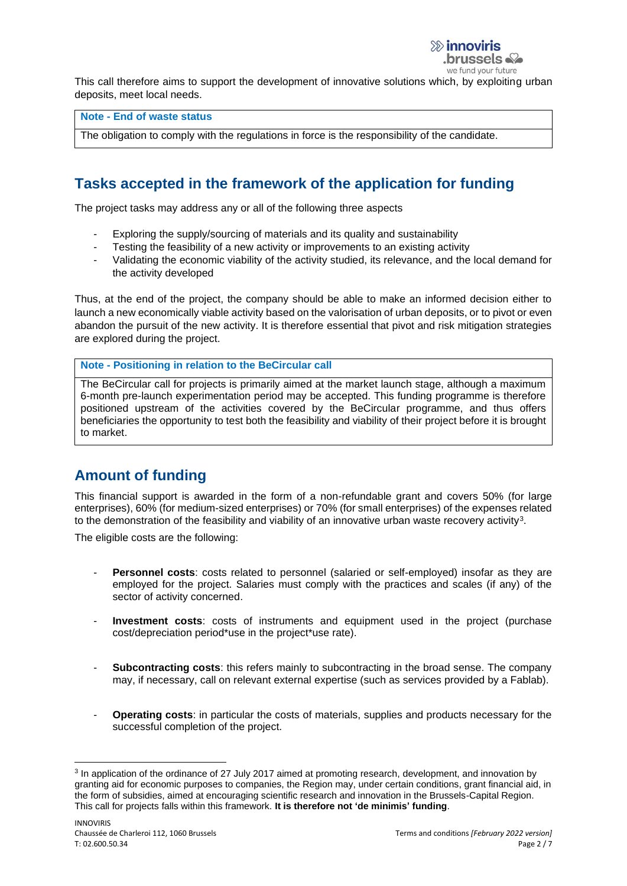This call therefore aims to support the development of innovative solutions which, by exploiting urban deposits, meet local needs.

| **Note - End of waste status** |
| --- |
| The obligation to comply with the regulations in force is the responsibility of the candidate. |

## Tasks accepted in the framework of the application for funding

The project tasks may address any or all of the following three aspects

- Exploring the supply/sourcing of materials and its quality and sustainability
- Testing the feasibility of a new activity or improvements to an existing activity
- Validating the economic viability of the activity studied, its relevance, and the local demand for the activity developed

Thus, at the end of the project, the company should be able to make an informed decision either to launch a new economically viable activity based on the valorisation of urban deposits, or to pivot or even abandon the pursuit of the new activity. It is therefore essential that pivot and risk mitigation strategies are explored during the project.

| **Note - Positioning in relation to the BeCircular call** |
| --- |
| The BeCircular call for projects is primarily aimed at the market launch stage, although a maximum 6-month pre-launch experimentation period may be accepted. This funding programme is therefore positioned upstream of the activities covered by the BeCircular programme, and thus offers beneficiaries the opportunity to test both the feasibility and viability of their project before it is brought to market. |

## Amount of funding

This financial support is awarded in the form of a non-refundable grant and covers 50% (for large enterprises), 60% (for medium-sized enterprises) or 70% (for small enterprises) of the expenses related to the demonstration of the feasibility and viability of an innovative urban waste recovery activity[3].

The eligible costs are the following:

- **Personnel costs**: costs related to personnel (salaried or self-employed) insofar as they are employed for the project. Salaries must comply with the practices and scales (if any) of the sector of activity concerned.

- **Investment costs**: costs of instruments and equipment used in the project (purchase cost/depreciation period*use in the project*use rate).

- **Subcontracting costs**: this refers mainly to subcontracting in the broad sense. The company may, if necessary, call on relevant external expertise (such as services provided by a Fablab).

- **Operating costs**: in particular the costs of materials, supplies and products necessary for the successful completion of the project.

[3] In application of the ordinance of 27 July 2017 aimed at promoting research, development, and innovation by granting aid for economic purposes to companies, the Region may, under certain conditions, grant financial aid, in the form of subsidies, aimed at encouraging scientific research and innovation in the Brussels-Capital Region. This call for projects falls within this framework. **It is therefore not 'de minimis' funding**.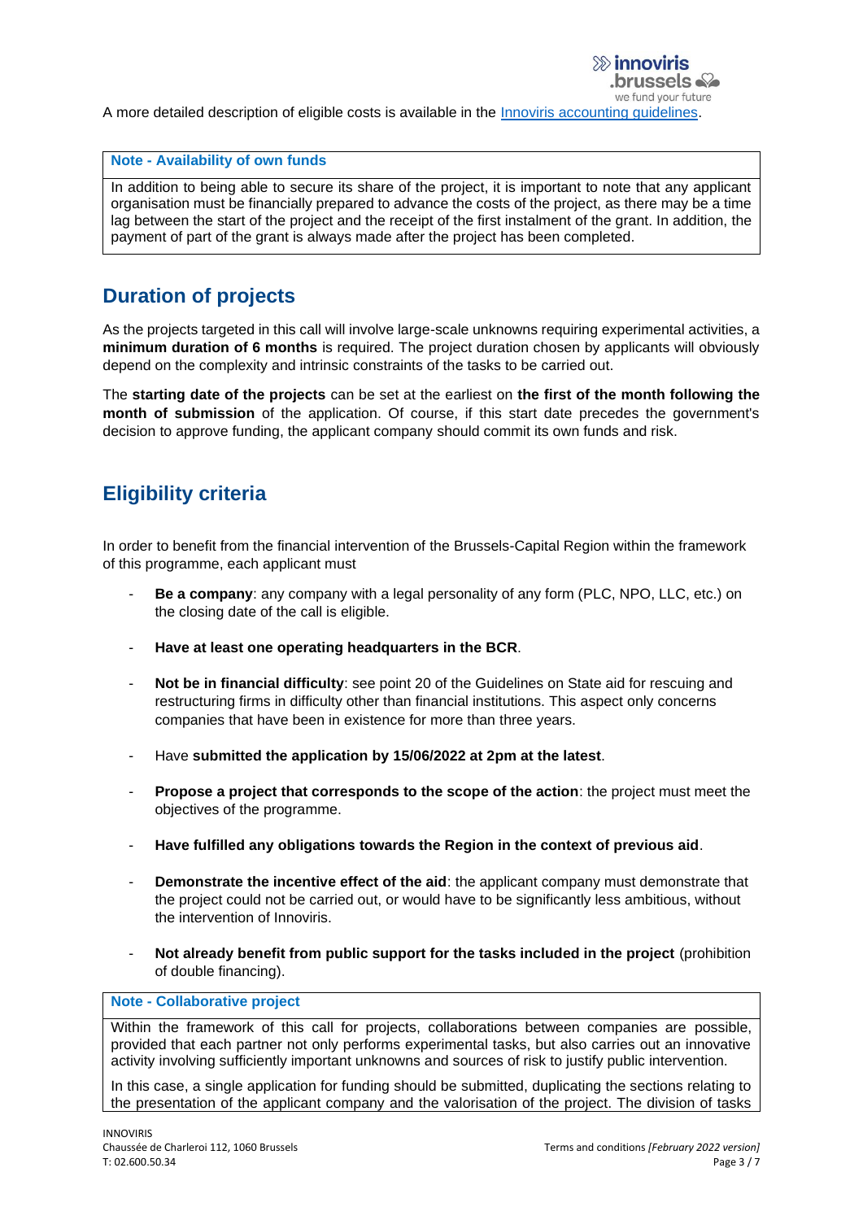A more detailed description of eligible costs is available in the [Innoviris accounting guidelines]().

| **Note - Availability of own funds** |
|---|
| In addition to being able to secure its share of the project, it is important to note that any applicant organisation must be financially prepared to advance the costs of the project, as there may be a time lag between the start of the project and the receipt of the first instalment of the grant. In addition, the payment of part of the grant is always made after the project has been completed. |

## Duration of projects

As the projects targeted in this call will involve large-scale unknowns requiring experimental activities, a **minimum duration of 6 months** is required. The project duration chosen by applicants will obviously depend on the complexity and intrinsic constraints of the tasks to be carried out.

The **starting date of the projects** can be set at the earliest on **the first of the month following the month of submission** of the application. Of course, if this start date precedes the government's decision to approve funding, the applicant company should commit its own funds and risk.

## Eligibility criteria

In order to benefit from the financial intervention of the Brussels-Capital Region within the framework of this programme, each applicant must

- **Be a company**: any company with a legal personality of any form (PLC, NPO, LLC, etc.) on the closing date of the call is eligible.
- **Have at least one operating headquarters in the BCR**.
- **Not be in financial difficulty**: see point 20 of the Guidelines on State aid for rescuing and restructuring firms in difficulty other than financial institutions. This aspect only concerns companies that have been in existence for more than three years.
- Have **submitted the application by 15/06/2022 at 2pm at the latest**.
- **Propose a project that corresponds to the scope of the action**: the project must meet the objectives of the programme.
- **Have fulfilled any obligations towards the Region in the context of previous aid**.
- **Demonstrate the incentive effect of the aid**: the applicant company must demonstrate that the project could not be carried out, or would have to be significantly less ambitious, without the intervention of Innoviris.
- **Not already benefit from public support for the tasks included in the project** (prohibition of double financing).

| **Note - Collaborative project** |
|---|
| Within the framework of this call for projects, collaborations between companies are possible, provided that each partner not only performs experimental tasks, but also carries out an innovative activity involving sufficiently important unknowns and sources of risk to justify public intervention.<br><br>In this case, a single application for funding should be submitted, duplicating the sections relating to the presentation of the applicant company and the valorisation of the project. The division of tasks |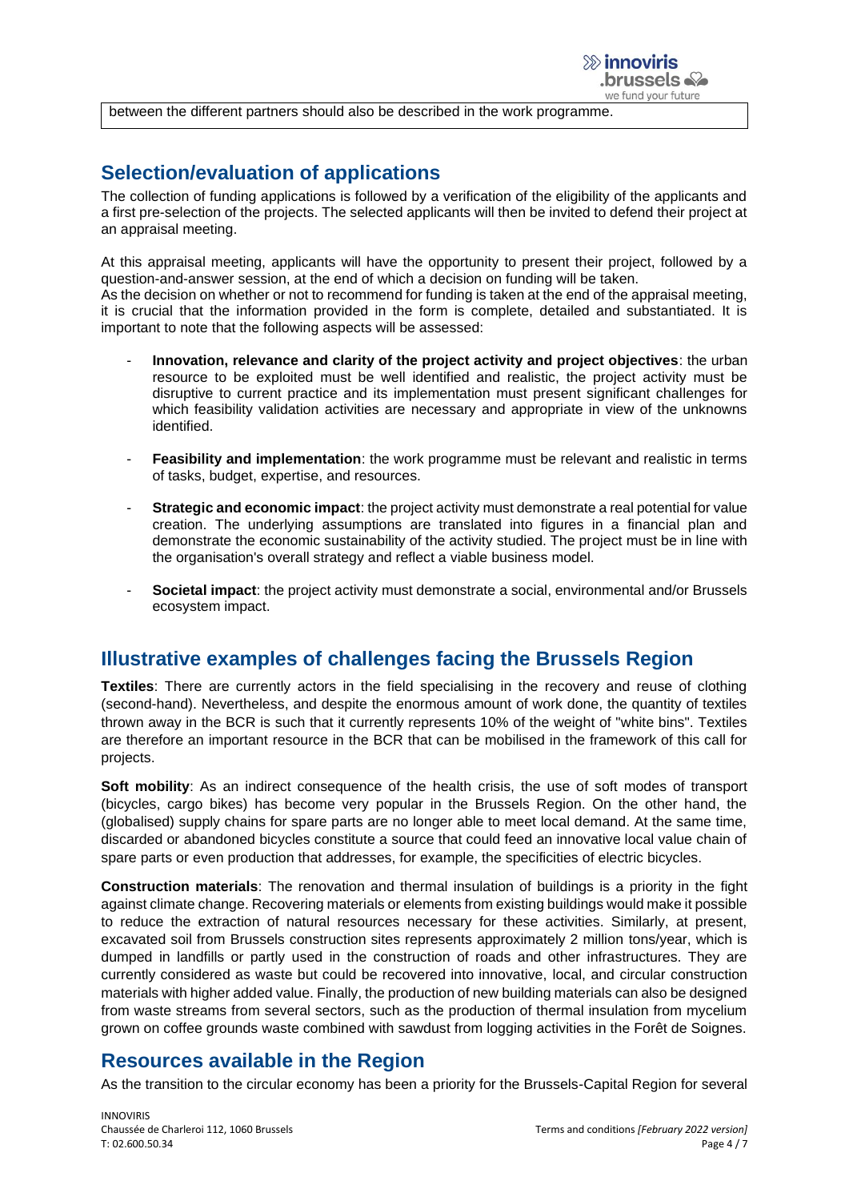between the different partners should also be described in the work programme.

## Selection/evaluation of applications

The collection of funding applications is followed by a verification of the eligibility of the applicants and a first pre-selection of the projects. The selected applicants will then be invited to defend their project at an appraisal meeting.

At this appraisal meeting, applicants will have the opportunity to present their project, followed by a question-and-answer session, at the end of which a decision on funding will be taken.
As the decision on whether or not to recommend for funding is taken at the end of the appraisal meeting, it is crucial that the information provided in the form is complete, detailed and substantiated. It is important to note that the following aspects will be assessed:

- **Innovation, relevance and clarity of the project activity and project objectives**: the urban resource to be exploited must be well identified and realistic, the project activity must be disruptive to current practice and its implementation must present significant challenges for which feasibility validation activities are necessary and appropriate in view of the unknowns identified.
- **Feasibility and implementation**: the work programme must be relevant and realistic in terms of tasks, budget, expertise, and resources.
- **Strategic and economic impact**: the project activity must demonstrate a real potential for value creation. The underlying assumptions are translated into figures in a financial plan and demonstrate the economic sustainability of the activity studied. The project must be in line with the organisation's overall strategy and reflect a viable business model.
- **Societal impact**: the project activity must demonstrate a social, environmental and/or Brussels ecosystem impact.

## Illustrative examples of challenges facing the Brussels Region

**Textiles**: There are currently actors in the field specialising in the recovery and reuse of clothing (second-hand). Nevertheless, and despite the enormous amount of work done, the quantity of textiles thrown away in the BCR is such that it currently represents 10% of the weight of "white bins". Textiles are therefore an important resource in the BCR that can be mobilised in the framework of this call for projects.

**Soft mobility**: As an indirect consequence of the health crisis, the use of soft modes of transport (bicycles, cargo bikes) has become very popular in the Brussels Region. On the other hand, the (globalised) supply chains for spare parts are no longer able to meet local demand. At the same time, discarded or abandoned bicycles constitute a source that could feed an innovative local value chain of spare parts or even production that addresses, for example, the specificities of electric bicycles.

**Construction materials**: The renovation and thermal insulation of buildings is a priority in the fight against climate change. Recovering materials or elements from existing buildings would make it possible to reduce the extraction of natural resources necessary for these activities. Similarly, at present, excavated soil from Brussels construction sites represents approximately 2 million tons/year, which is dumped in landfills or partly used in the construction of roads and other infrastructures. They are currently considered as waste but could be recovered into innovative, local, and circular construction materials with higher added value. Finally, the production of new building materials can also be designed from waste streams from several sectors, such as the production of thermal insulation from mycelium grown on coffee grounds waste combined with sawdust from logging activities in the Forêt de Soignes.

## Resources available in the Region

As the transition to the circular economy has been a priority for the Brussels-Capital Region for several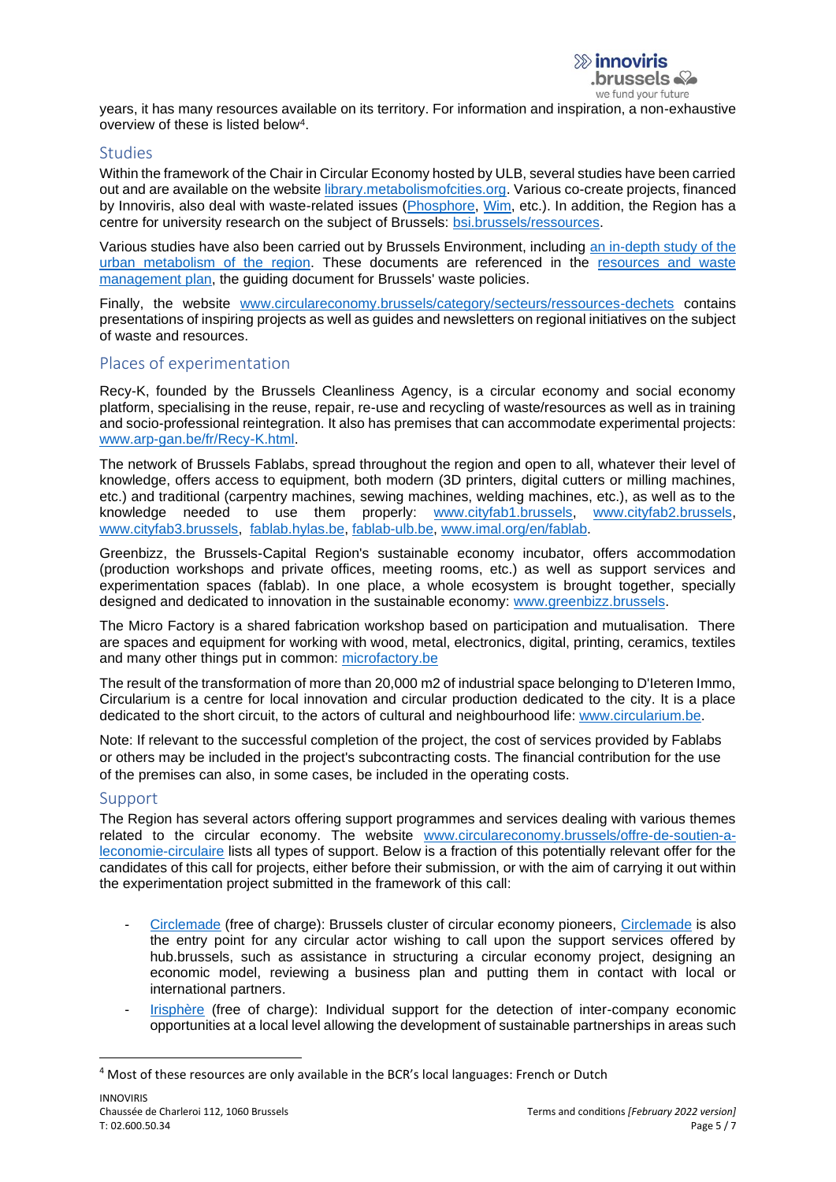years, it has many resources available on its territory. For information and inspiration, a non-exhaustive overview of these is listed below[4].

## Studies

Within the framework of the Chair in Circular Economy hosted by ULB, several studies have been carried out and are available on the website library.metabolismofcities.org. Various co-create projects, financed by Innoviris, also deal with waste-related issues (Phosphore, Wim, etc.). In addition, the Region has a centre for university research on the subject of Brussels: bsi.brussels/ressources.

Various studies have also been carried out by Brussels Environment, including an in-depth study of the urban metabolism of the region. These documents are referenced in the resources and waste management plan, the guiding document for Brussels' waste policies.

Finally, the website www.circulareconomy.brussels/category/secteurs/ressources-dechets contains presentations of inspiring projects as well as guides and newsletters on regional initiatives on the subject of waste and resources.

## Places of experimentation

Recy-K, founded by the Brussels Cleanliness Agency, is a circular economy and social economy platform, specialising in the reuse, repair, re-use and recycling of waste/resources as well as in training and socio-professional reintegration. It also has premises that can accommodate experimental projects: www.arp-gan.be/fr/Recy-K.html.

The network of Brussels Fablabs, spread throughout the region and open to all, whatever their level of knowledge, offers access to equipment, both modern (3D printers, digital cutters or milling machines, etc.) and traditional (carpentry machines, sewing machines, welding machines, etc.), as well as to the knowledge needed to use them properly: www.cityfab1.brussels, www.cityfab2.brussels, www.cityfab3.brussels, fablab.hylas.be, fablab-ulb.be, www.imal.org/en/fablab.

Greenbizz, the Brussels-Capital Region's sustainable economy incubator, offers accommodation (production workshops and private offices, meeting rooms, etc.) as well as support services and experimentation spaces (fablab). In one place, a whole ecosystem is brought together, specially designed and dedicated to innovation in the sustainable economy: www.greenbizz.brussels.

The Micro Factory is a shared fabrication workshop based on participation and mutualisation. There are spaces and equipment for working with wood, metal, electronics, digital, printing, ceramics, textiles and many other things put in common: microfactory.be

The result of the transformation of more than 20,000 m2 of industrial space belonging to D'Ieteren Immo, Circularium is a centre for local innovation and circular production dedicated to the city. It is a place dedicated to the short circuit, to the actors of cultural and neighbourhood life: www.circularium.be.

Note: If relevant to the successful completion of the project, the cost of services provided by Fablabs or others may be included in the project's subcontracting costs. The financial contribution for the use of the premises can also, in some cases, be included in the operating costs.

## Support

The Region has several actors offering support programmes and services dealing with various themes related to the circular economy. The website www.circulareconomy.brussels/offre-de-soutien-a-leconomie-circulaire lists all types of support. Below is a fraction of this potentially relevant offer for the candidates of this call for projects, either before their submission, or with the aim of carrying it out within the experimentation project submitted in the framework of this call:

- Circlemade (free of charge): Brussels cluster of circular economy pioneers, Circlemade is also the entry point for any circular actor wishing to call upon the support services offered by hub.brussels, such as assistance in structuring a circular economy project, designing an economic model, reviewing a business plan and putting them in contact with local or international partners.
- Irisphère (free of charge): Individual support for the detection of inter-company economic opportunities at a local level allowing the development of sustainable partnerships in areas such

[4] Most of these resources are only available in the BCR's local languages: French or Dutch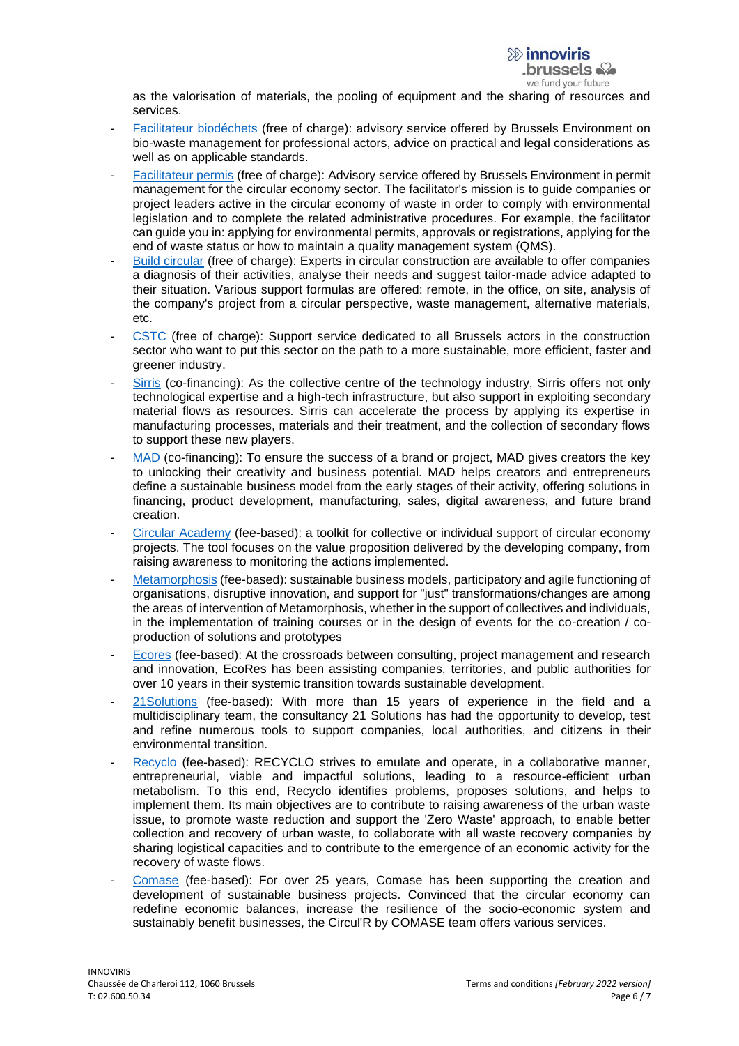as the valorisation of materials, the pooling of equipment and the sharing of resources and services.

- Facilitateur biodéchets (free of charge): advisory service offered by Brussels Environment on bio-waste management for professional actors, advice on practical and legal considerations as well as on applicable standards.
- Facilitateur permis (free of charge): Advisory service offered by Brussels Environment in permit management for the circular economy sector. The facilitator's mission is to guide companies or project leaders active in the circular economy of waste in order to comply with environmental legislation and to complete the related administrative procedures. For example, the facilitator can guide you in: applying for environmental permits, approvals or registrations, applying for the end of waste status or how to maintain a quality management system (QMS).
- Build circular (free of charge): Experts in circular construction are available to offer companies a diagnosis of their activities, analyse their needs and suggest tailor-made advice adapted to their situation. Various support formulas are offered: remote, in the office, on site, analysis of the company's project from a circular perspective, waste management, alternative materials, etc.
- CSTC (free of charge): Support service dedicated to all Brussels actors in the construction sector who want to put this sector on the path to a more sustainable, more efficient, faster and greener industry.
- Sirris (co-financing): As the collective centre of the technology industry, Sirris offers not only technological expertise and a high-tech infrastructure, but also support in exploiting secondary material flows as resources. Sirris can accelerate the process by applying its expertise in manufacturing processes, materials and their treatment, and the collection of secondary flows to support these new players.
- MAD (co-financing): To ensure the success of a brand or project, MAD gives creators the key to unlocking their creativity and business potential. MAD helps creators and entrepreneurs define a sustainable business model from the early stages of their activity, offering solutions in financing, product development, manufacturing, sales, digital awareness, and future brand creation.
- Circular Academy (fee-based): a toolkit for collective or individual support of circular economy projects. The tool focuses on the value proposition delivered by the developing company, from raising awareness to monitoring the actions implemented.
- Metamorphosis (fee-based): sustainable business models, participatory and agile functioning of organisations, disruptive innovation, and support for "just" transformations/changes are among the areas of intervention of Metamorphosis, whether in the support of collectives and individuals, in the implementation of training courses or in the design of events for the co-creation / co-production of solutions and prototypes
- Ecores (fee-based): At the crossroads between consulting, project management and research and innovation, EcoRes has been assisting companies, territories, and public authorities for over 10 years in their systemic transition towards sustainable development.
- 21Solutions (fee-based): With more than 15 years of experience in the field and a multidisciplinary team, the consultancy 21 Solutions has had the opportunity to develop, test and refine numerous tools to support companies, local authorities, and citizens in their environmental transition.
- Recyclo (fee-based): RECYCLO strives to emulate and operate, in a collaborative manner, entrepreneurial, viable and impactful solutions, leading to a resource-efficient urban metabolism. To this end, Recyclo identifies problems, proposes solutions, and helps to implement them. Its main objectives are to contribute to raising awareness of the urban waste issue, to promote waste reduction and support the 'Zero Waste' approach, to enable better collection and recovery of urban waste, to collaborate with all waste recovery companies by sharing logistical capacities and to contribute to the emergence of an economic activity for the recovery of waste flows.
- Comase (fee-based): For over 25 years, Comase has been supporting the creation and development of sustainable business projects. Convinced that the circular economy can redefine economic balances, increase the resilience of the socio-economic system and sustainably benefit businesses, the Circul'R by COMASE team offers various services.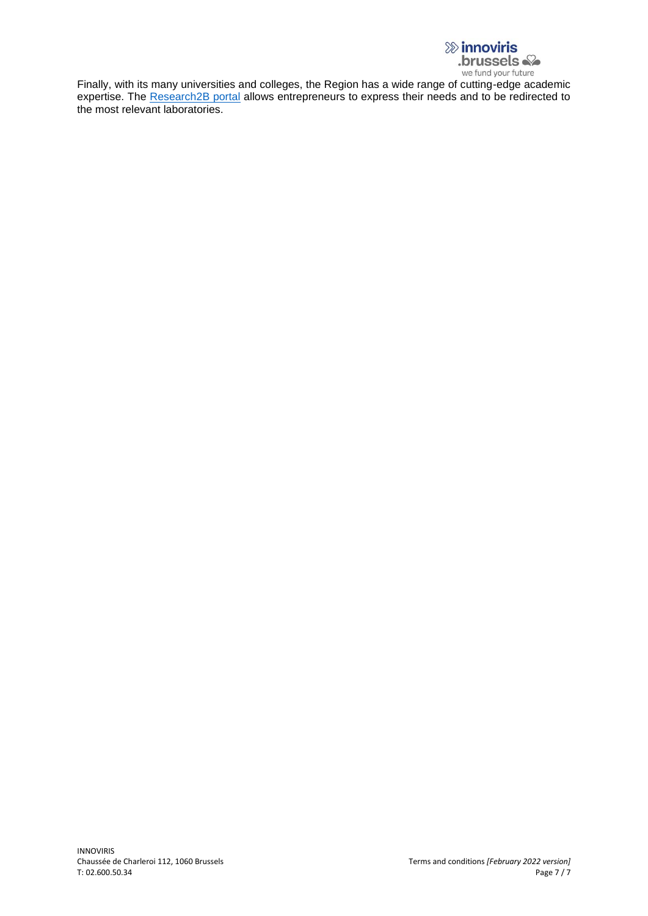Finally, with its many universities and colleges, the Region has a wide range of cutting-edge academic expertise. The Research2B portal allows entrepreneurs to express their needs and to be redirected to the most relevant laboratories.